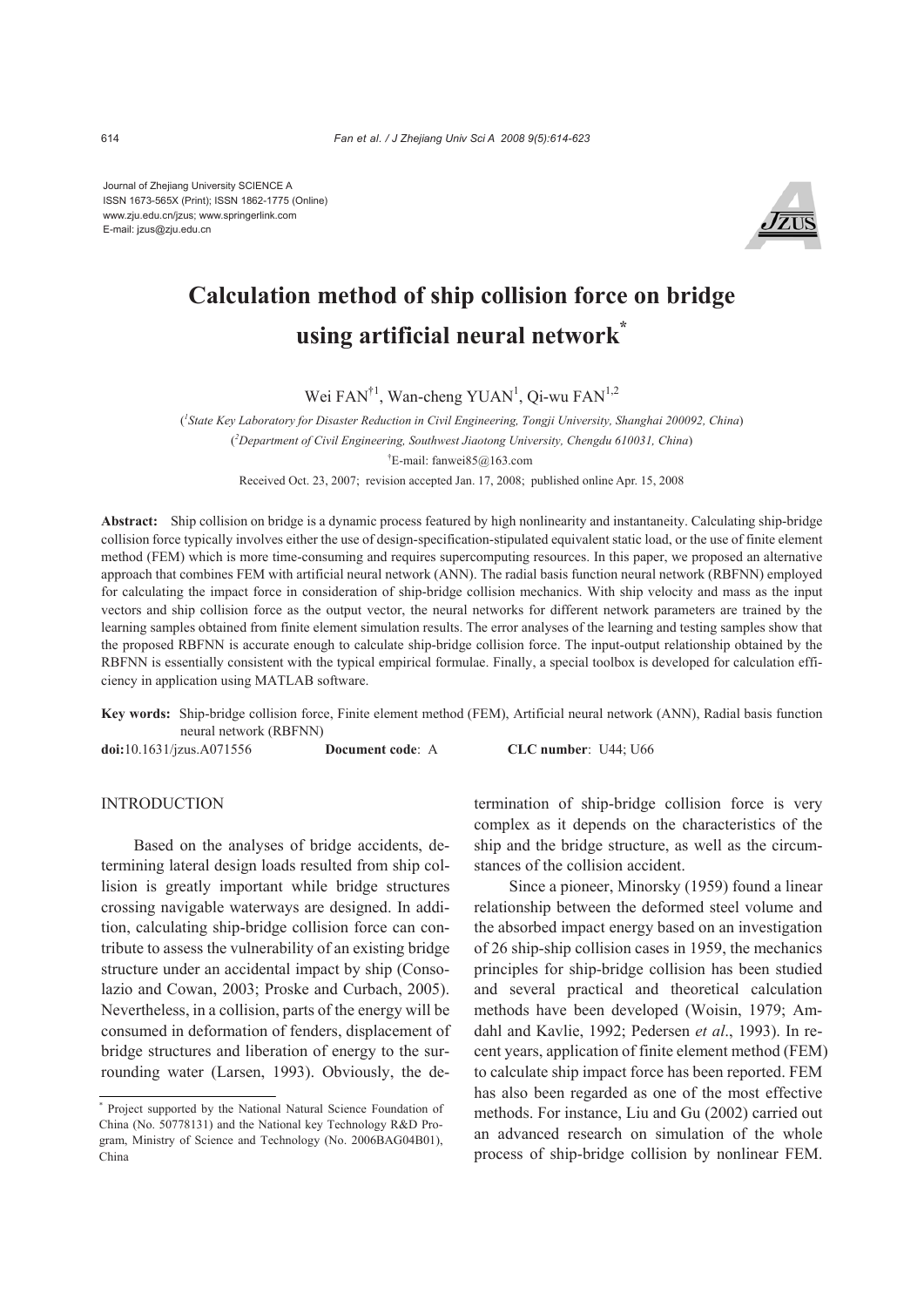Journal of Zhejiang University SCIENCE A
ISSN 1673-565X (Print); ISSN 1862-1775 (Online)
www.zju.edu.cn/jzus; www.springerlink.com
E-mail: jzus@zju.edu.cn

# Calculation method of ship collision force on bridge using artificial neural network*

Wei FAN[†1], Wan-cheng YUAN[1], Qi-wu FAN[1,2]

([1]State Key Laboratory for Disaster Reduction in Civil Engineering, Tongji University, Shanghai 200092, China)

([2]Department of Civil Engineering, Southwest Jiaotong University, Chengdu 610031, China)

[†]E-mail: fanwei85@163.com

Received Oct. 23, 2007; revision accepted Jan. 17, 2008; published online Apr. 15, 2008

**Abstract:** Ship collision on bridge is a dynamic process featured by high nonlinearity and instantaneity. Calculating ship-bridge collision force typically involves either the use of design-specification-stipulated equivalent static load, or the use of finite element method (FEM) which is more time-consuming and requires supercomputing resources. In this paper, we proposed an alternative approach that combines FEM with artificial neural network (ANN). The radial basis function neural network (RBFNN) employed for calculating the impact force in consideration of ship-bridge collision mechanics. With ship velocity and mass as the input vectors and ship collision force as the output vector, the neural networks for different network parameters are trained by the learning samples obtained from finite element simulation results. The error analyses of the learning and testing samples show that the proposed RBFNN is accurate enough to calculate ship-bridge collision force. The input-output relationship obtained by the RBFNN is essentially consistent with the typical empirical formulae. Finally, a special toolbox is developed for calculation efficiency in application using MATLAB software.

**Key words:** Ship-bridge collision force, Finite element method (FEM), Artificial neural network (ANN), Radial basis function neural network (RBFNN)

**doi:**10.1631/jzus.A071556 **Document code**: A **CLC number**: U44; U66

## INTRODUCTION

Based on the analyses of bridge accidents, determining lateral design loads resulted from ship collision is greatly important while bridge structures crossing navigable waterways are designed. In addition, calculating ship-bridge collision force can contribute to assess the vulnerability of an existing bridge structure under an accidental impact by ship (Consolazio and Cowan, 2003; Proske and Curbach, 2005). Nevertheless, in a collision, parts of the energy will be consumed in deformation of fenders, displacement of bridge structures and liberation of energy to the surrounding water (Larsen, 1993). Obviously, the determination of ship-bridge collision force is very complex as it depends on the characteristics of the ship and the bridge structure, as well as the circumstances of the collision accident.

Since a pioneer, Minorsky (1959) found a linear relationship between the deformed steel volume and the absorbed impact energy based on an investigation of 26 ship-ship collision cases in 1959, the mechanics principles for ship-bridge collision has been studied and several practical and theoretical calculation methods have been developed (Woisin, 1979; Amdahl and Kavlie, 1992; Pedersen *et al*., 1993). In recent years, application of finite element method (FEM) to calculate ship impact force has been reported. FEM has also been regarded as one of the most effective methods. For instance, Liu and Gu (2002) carried out an advanced research on simulation of the whole process of ship-bridge collision by nonlinear FEM.

---

\* Project supported by the National Natural Science Foundation of China (No. 50778131) and the National key Technology R&D Program, Ministry of Science and Technology (No. 2006BAG04B01), China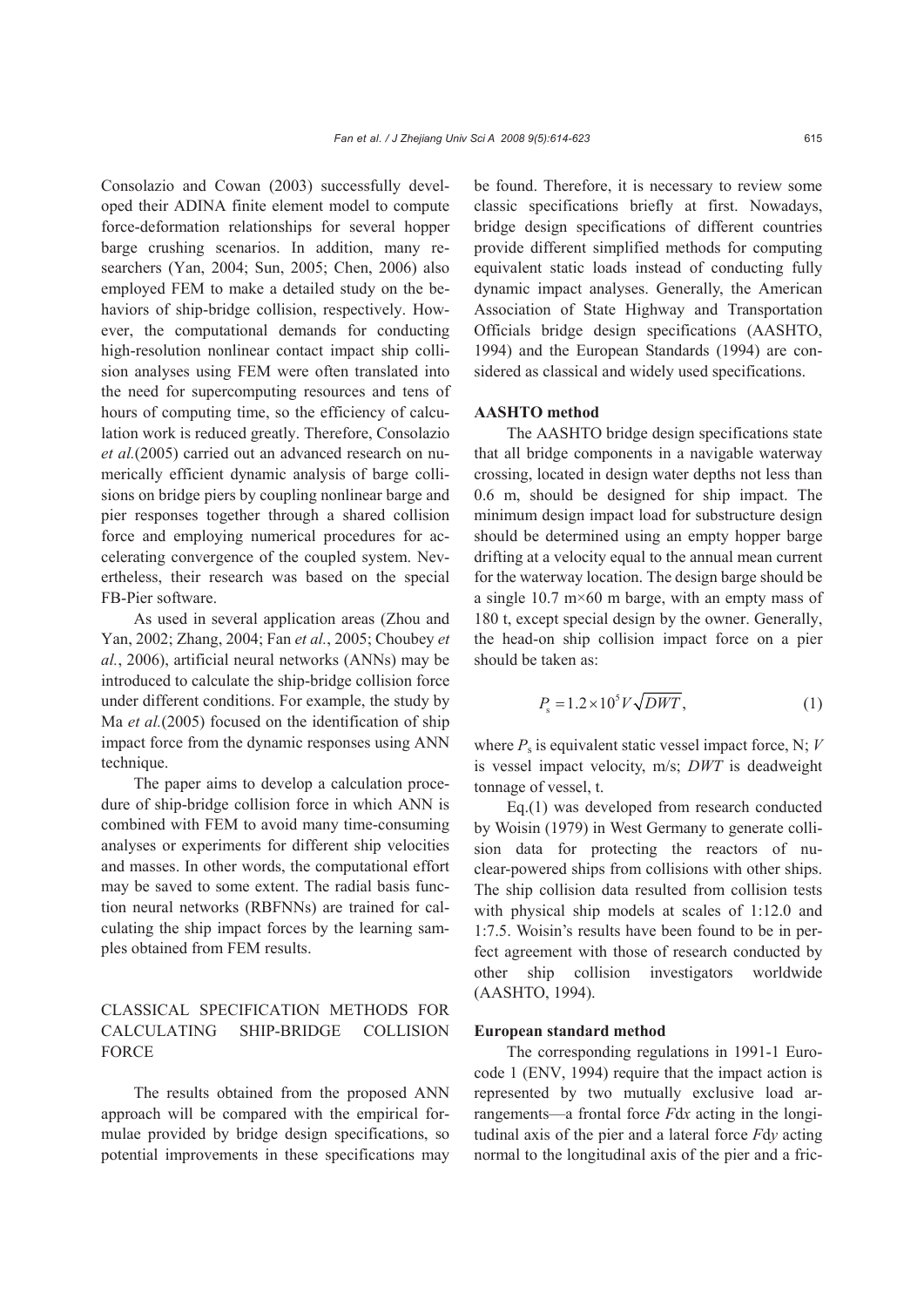Consolazio and Cowan (2003) successfully developed their ADINA finite element model to compute force-deformation relationships for several hopper barge crushing scenarios. In addition, many researchers (Yan, 2004; Sun, 2005; Chen, 2006) also employed FEM to make a detailed study on the behaviors of ship-bridge collision, respectively. However, the computational demands for conducting high-resolution nonlinear contact impact ship collision analyses using FEM were often translated into the need for supercomputing resources and tens of hours of computing time, so the efficiency of calculation work is reduced greatly. Therefore, Consolazio *et al.*(2005) carried out an advanced research on numerically efficient dynamic analysis of barge collisions on bridge piers by coupling nonlinear barge and pier responses together through a shared collision force and employing numerical procedures for accelerating convergence of the coupled system. Nevertheless, their research was based on the special FB-Pier software.

As used in several application areas (Zhou and Yan, 2002; Zhang, 2004; Fan *et al.*, 2005; Choubey *et al.*, 2006), artificial neural networks (ANNs) may be introduced to calculate the ship-bridge collision force under different conditions. For example, the study by Ma *et al.*(2005) focused on the identification of ship impact force from the dynamic responses using ANN technique.

The paper aims to develop a calculation procedure of ship-bridge collision force in which ANN is combined with FEM to avoid many time-consuming analyses or experiments for different ship velocities and masses. In other words, the computational effort may be saved to some extent. The radial basis function neural networks (RBFNNs) are trained for calculating the ship impact forces by the learning samples obtained from FEM results.

## CLASSICAL SPECIFICATION METHODS FOR CALCULATING SHIP-BRIDGE COLLISION FORCE

The results obtained from the proposed ANN approach will be compared with the empirical formulae provided by bridge design specifications, so potential improvements in these specifications may be found. Therefore, it is necessary to review some classic specifications briefly at first. Nowadays, bridge design specifications of different countries provide different simplified methods for computing equivalent static loads instead of conducting fully dynamic impact analyses. Generally, the American Association of State Highway and Transportation Officials bridge design specifications (AASHTO, 1994) and the European Standards (1994) are considered as classical and widely used specifications.

### AASHTO method

The AASHTO bridge design specifications state that all bridge components in a navigable waterway crossing, located in design water depths not less than 0.6 m, should be designed for ship impact. The minimum design impact load for substructure design should be determined using an empty hopper barge drifting at a velocity equal to the annual mean current for the waterway location. The design barge should be a single 10.7 m×60 m barge, with an empty mass of 180 t, except special design by the owner. Generally, the head-on ship collision impact force on a pier should be taken as:

$$P_s = 1.2\times10^5 V\sqrt{DWT}, \tag{1}$$

where $P_s$ is equivalent static vessel impact force, N; $V$ is vessel impact velocity, m/s; $DWT$ is deadweight tonnage of vessel, t.

Eq.(1) was developed from research conducted by Woisin (1979) in West Germany to generate collision data for protecting the reactors of nuclear-powered ships from collisions with other ships. The ship collision data resulted from collision tests with physical ship models at scales of 1:12.0 and 1:7.5. Woisin's results have been found to be in perfect agreement with those of research conducted by other ship collision investigators worldwide (AASHTO, 1994).

### European standard method

The corresponding regulations in 1991-1 Eurocode 1 (ENV, 1994) require that the impact action is represented by two mutually exclusive load arrangements—a frontal force $F_{dx}$ acting in the longitudinal axis of the pier and a lateral force $F_{dy}$ acting normal to the longitudinal axis of the pier and a fric-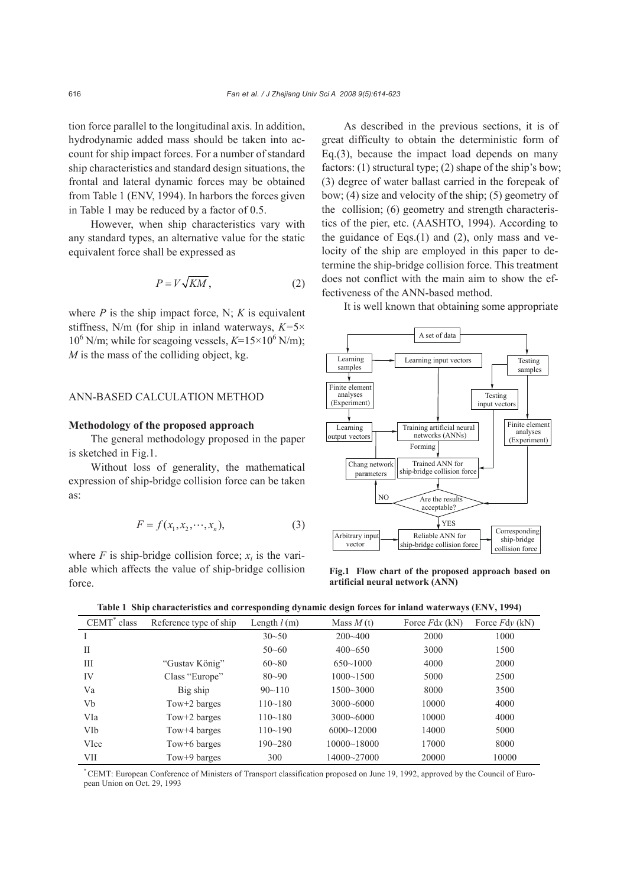tion force parallel to the longitudinal axis. In addition, hydrodynamic added mass should be taken into account for ship impact forces. For a number of standard ship characteristics and standard design situations, the frontal and lateral dynamic forces may be obtained from Table 1 (ENV, 1994). In harbors the forces given in Table 1 may be reduced by a factor of 0.5.

However, when ship characteristics vary with any standard types, an alternative value for the static equivalent force shall be expressed as

$$P = V\sqrt{KM}, \tag{2}$$

where $P$ is the ship impact force, N; $K$ is equivalent stiffness, N/m (for ship in inland waterways, $K$=5×10$^6$ N/m; while for seagoing vessels, $K$=15×10$^6$ N/m); $M$ is the mass of the colliding object, kg.

## ANN-BASED CALCULATION METHOD

### Methodology of the proposed approach

The general methodology proposed in the paper is sketched in Fig.1.

Without loss of generality, the mathematical expression of ship-bridge collision force can be taken as:

$$F = f(x_1, x_2, \cdots, x_n), \tag{3}$$

where $F$ is ship-bridge collision force; $x_i$ is the variable which affects the value of ship-bridge collision force.

As described in the previous sections, it is of great difficulty to obtain the deterministic form of Eq.(3), because the impact load depends on many factors: (1) structural type; (2) shape of the ship's bow; (3) degree of water ballast carried in the forepeak of bow; (4) size and velocity of the ship; (5) geometry of the collision; (6) geometry and strength characteristics of the pier, etc. (AASHTO, 1994). According to the guidance of Eqs.(1) and (2), only mass and velocity of the ship are employed in this paper to determine the ship-bridge collision force. This treatment does not conflict with the main aim to show the effectiveness of the ANN-based method.

It is well known that obtaining some appropriate

A set of data
Learning samples
Learning input vectors
Testing samples
Finite element analyses (Experiment)
Testing input vectors
Learning output vectors
Training artificial neural networks (ANNs)
Finite element analyses (Experiment)
Forming
Chang network parameters
Trained ANN for ship-bridge collision force
NO
Are the results acceptable?
YES
Arbitrary input vector
Reliable ANN for ship-bridge collision force
Corresponding ship-bridge collision force

**Fig.1 Flow chart of the proposed approach based on artificial neural network (ANN)**

**Table 1 Ship characteristics and corresponding dynamic design forces for inland waterways (ENV, 1994)**

| CEMT* class | Reference type of ship | Length $l$ (m) | Mass $M$ (t) | Force $F$d$x$ (kN) | Force $F$d$y$ (kN) |
|---|---|---|---|---|---|
| I | | 30~50 | 200~400 | 2000 | 1000 |
| II | | 50~60 | 400~650 | 3000 | 1500 |
| III | "Gustav König" | 60~80 | 650~1000 | 4000 | 2000 |
| IV | Class "Europe" | 80~90 | 1000~1500 | 5000 | 2500 |
| Va | Big ship | 90~110 | 1500~3000 | 8000 | 3500 |
| Vb | Tow+2 barges | 110~180 | 3000~6000 | 10000 | 4000 |
| VIa | Tow+2 barges | 110~180 | 3000~6000 | 10000 | 4000 |
| VIb | Tow+4 barges | 110~190 | 6000~12000 | 14000 | 5000 |
| VIcc | Tow+6 barges | 190~280 | 10000~18000 | 17000 | 8000 |
| VII | Tow+9 barges | 300 | 14000~27000 | 20000 | 10000 |

* CEMT: European Conference of Ministers of Transport classification proposed on June 19, 1992, approved by the Council of European Union on Oct. 29, 1993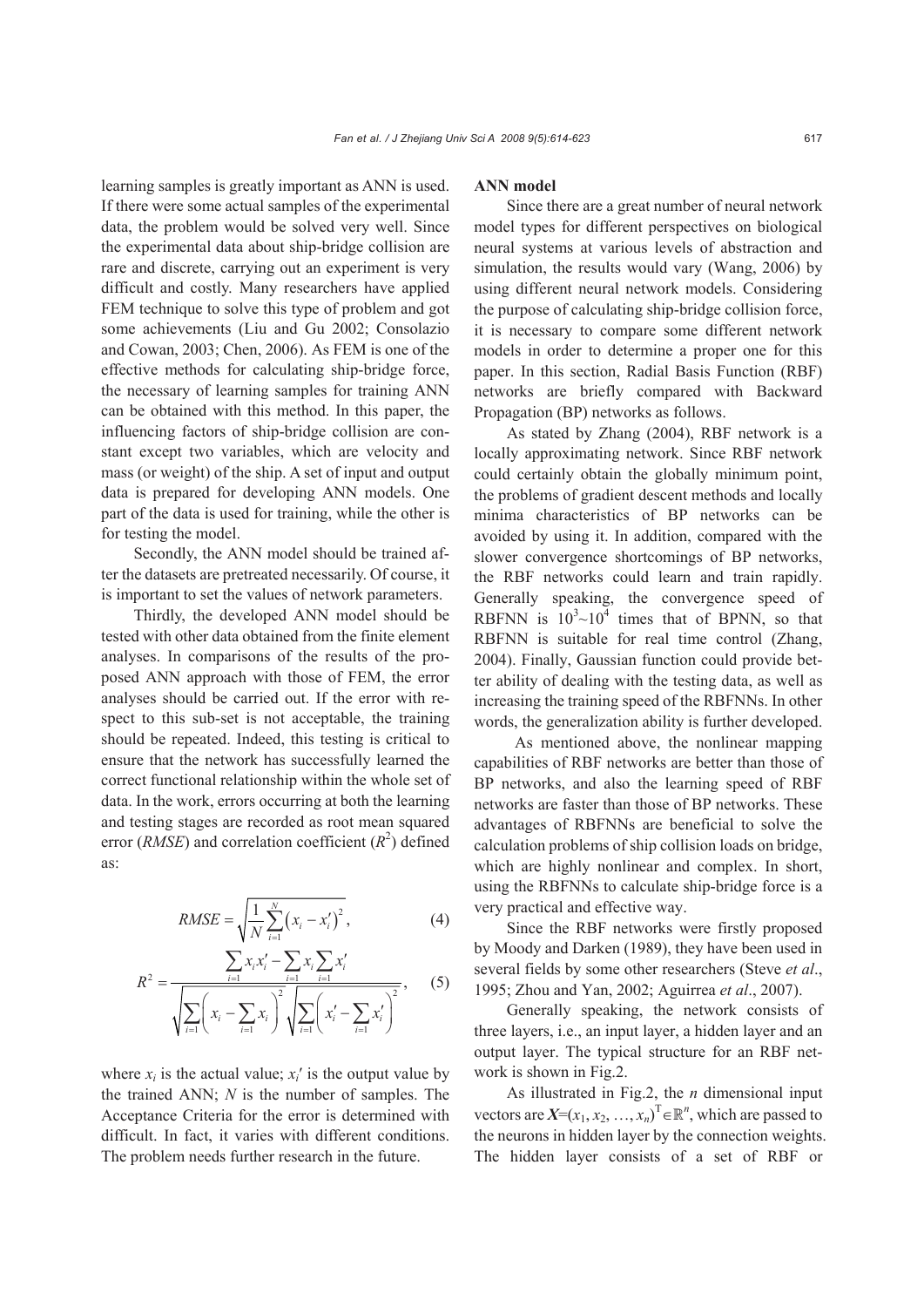learning samples is greatly important as ANN is used. If there were some actual samples of the experimental data, the problem would be solved very well. Since the experimental data about ship-bridge collision are rare and discrete, carrying out an experiment is very difficult and costly. Many researchers have applied FEM technique to solve this type of problem and got some achievements (Liu and Gu 2002; Consolazio and Cowan, 2003; Chen, 2006). As FEM is one of the effective methods for calculating ship-bridge force, the necessary of learning samples for training ANN can be obtained with this method. In this paper, the influencing factors of ship-bridge collision are constant except two variables, which are velocity and mass (or weight) of the ship. A set of input and output data is prepared for developing ANN models. One part of the data is used for training, while the other is for testing the model.

Secondly, the ANN model should be trained after the datasets are pretreated necessarily. Of course, it is important to set the values of network parameters.

Thirdly, the developed ANN model should be tested with other data obtained from the finite element analyses. In comparisons of the results of the proposed ANN approach with those of FEM, the error analyses should be carried out. If the error with respect to this sub-set is not acceptable, the training should be repeated. Indeed, this testing is critical to ensure that the network has successfully learned the correct functional relationship within the whole set of data. In the work, errors occurring at both the learning and testing stages are recorded as root mean squared error (*RMSE*) and correlation coefficient ($R^2$) defined as:

$$RMSE = \sqrt{\frac{1}{N}\sum_{i=1}^{N}\left(x_i - x_i'\right)^2}, \tag{4}$$

$$R^2 = \frac{\sum_{i=1} x_i x_i' - \sum_{i=1} x_i \sum_{i=1} x_i'}{\sqrt{\sum_{i=1}\left(x_i - \sum_{i=1} x_i\right)^2}\sqrt{\sum_{i=1}\left(x_i' - \sum_{i=1} x_i'\right)^2}}, \tag{5}$$

where $x_i$ is the actual value; $x_i'$ is the output value by the trained ANN; $N$ is the number of samples. The Acceptance Criteria for the error is determined with difficult. In fact, it varies with different conditions. The problem needs further research in the future.

**ANN model**

Since there are a great number of neural network model types for different perspectives on biological neural systems at various levels of abstraction and simulation, the results would vary (Wang, 2006) by using different neural network models. Considering the purpose of calculating ship-bridge collision force, it is necessary to compare some different network models in order to determine a proper one for this paper. In this section, Radial Basis Function (RBF) networks are briefly compared with Backward Propagation (BP) networks as follows.

As stated by Zhang (2004), RBF network is a locally approximating network. Since RBF network could certainly obtain the globally minimum point, the problems of gradient descent methods and locally minima characteristics of BP networks can be avoided by using it. In addition, compared with the slower convergence shortcomings of BP networks, the RBF networks could learn and train rapidly. Generally speaking, the convergence speed of RBFNN is $10^3$~$10^4$ times that of BPNN, so that RBFNN is suitable for real time control (Zhang, 2004). Finally, Gaussian function could provide better ability of dealing with the testing data, as well as increasing the training speed of the RBFNNs. In other words, the generalization ability is further developed.

As mentioned above, the nonlinear mapping capabilities of RBF networks are better than those of BP networks, and also the learning speed of RBF networks are faster than those of BP networks. These advantages of RBFNNs are beneficial to solve the calculation problems of ship collision loads on bridge, which are highly nonlinear and complex. In short, using the RBFNNs to calculate ship-bridge force is a very practical and effective way.

Since the RBF networks were firstly proposed by Moody and Darken (1989), they have been used in several fields by some other researchers (Steve *et al*., 1995; Zhou and Yan, 2002; Aguirrea *et al*., 2007).

Generally speaking, the network consists of three layers, i.e., an input layer, a hidden layer and an output layer. The typical structure for an RBF network is shown in Fig.2.

As illustrated in Fig.2, the $n$ dimensional input vectors are $\boldsymbol{X}=(x_1, x_2, \ldots, x_n)^{\mathrm{T}}\in\mathbb{R}^n$, which are passed to the neurons in hidden layer by the connection weights. The hidden layer consists of a set of RBF or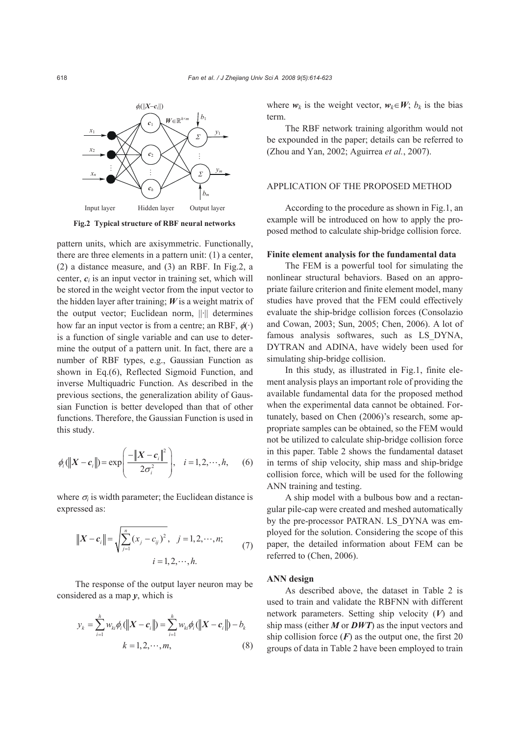Fig.2 Typical structure of RBF neural networks

pattern units, which are axisymmetric. Functionally, there are three elements in a pattern unit: (1) a center, (2) a distance measure, and (3) an RBF. In Fig.2, a center, $\boldsymbol{c}_i$ is an input vector in training set, which will be stored in the weight vector from the input vector to the hidden layer after training; $\boldsymbol{W}$ is a weight matrix of the output vector; Euclidean norm, $||\cdot||$ determines how far an input vector is from a centre; an RBF, $\phi(\cdot)$ is a function of single variable and can use to determine the output of a pattern unit. In fact, there are a number of RBF types, e.g., Gaussian Function as shown in Eq.(6), Reflected Sigmoid Function, and inverse Multiquadric Function. As described in the previous sections, the generalization ability of Gaussian Function is better developed than that of other functions. Therefore, the Gaussian Function is used in this study.

$$\phi_i(\|\boldsymbol{X}-\boldsymbol{c}_i\|) = \exp\left(\frac{-\|\boldsymbol{X}-\boldsymbol{c}_i\|^2}{2\sigma_i^2}\right), \quad i=1,2,\cdots,h, \tag{6}$$

where $\sigma_i$ is width parameter; the Euclidean distance is expressed as:

$$\|\boldsymbol{X}-\boldsymbol{c}_i\| = \sqrt{\sum_{j=1}^{n}(x_j-c_{ij})^2}, \quad j=1,2,\cdots,n; \quad i=1,2,\cdots,h. \tag{7}$$

The response of the output layer neuron may be considered as a map $\boldsymbol{y}$, which is

$$y_k = \sum_{i=1}^{h} w_{ki}\phi_i(\|\boldsymbol{X}-\boldsymbol{c}_i\|) = \sum_{i=1}^{h} w_{ki}\phi_i(\|\boldsymbol{X}-\boldsymbol{c}_i\|) - b_k \quad k=1,2,\cdots,m, \tag{8}$$

where $\boldsymbol{w}_k$ is the weight vector, $\boldsymbol{w}_k \in \boldsymbol{W}$; $b_k$ is the bias term.

The RBF network training algorithm would not be expounded in the paper; details can be referred to (Zhou and Yan, 2002; Aguirrea *et al.*, 2007).

## APPLICATION OF THE PROPOSED METHOD

According to the procedure as shown in Fig.1, an example will be introduced on how to apply the proposed method to calculate ship-bridge collision force.

### Finite element analysis for the fundamental data

The FEM is a powerful tool for simulating the nonlinear structural behaviors. Based on an appropriate failure criterion and finite element model, many studies have proved that the FEM could effectively evaluate the ship-bridge collision forces (Consolazio and Cowan, 2003; Sun, 2005; Chen, 2006). A lot of famous analysis softwares, such as LS_DYNA, DYTRAN and ADINA, have widely been used for simulating ship-bridge collision.

In this study, as illustrated in Fig.1, finite element analysis plays an important role of providing the available fundamental data for the proposed method when the experimental data cannot be obtained. Fortunately, based on Chen (2006)'s research, some appropriate samples can be obtained, so the FEM would not be utilized to calculate ship-bridge collision force in this paper. Table 2 shows the fundamental dataset in terms of ship velocity, ship mass and ship-bridge collision force, which will be used for the following ANN training and testing.

A ship model with a bulbous bow and a rectangular pile-cap were created and meshed automatically by the pre-processor PATRAN. LS_DYNA was employed for the solution. Considering the scope of this paper, the detailed information about FEM can be referred to (Chen, 2006).

### ANN design

As described above, the dataset in Table 2 is used to train and validate the RBFNN with different network parameters. Setting ship velocity ($\boldsymbol{V}$) and ship mass (either $\boldsymbol{M}$ or $\boldsymbol{DWT}$) as the input vectors and ship collision force ($\boldsymbol{F}$) as the output one, the first 20 groups of data in Table 2 have been employed to train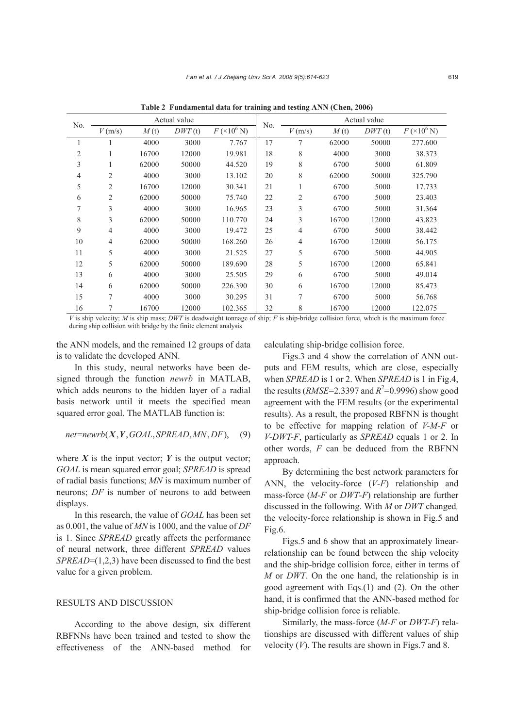**Table 2 Fundamental data for training and testing ANN (Chen, 2006)**

| No. | Actual value | | | | No. | Actual value | | | |
|---|---|---|---|---|---|---|---|---|---|
| | $V$ (m/s) | $M$ (t) | $DWT$ (t) | $F$ ($\times 10^6$ N) | | $V$ (m/s) | $M$ (t) | $DWT$ (t) | $F$ ($\times 10^6$ N) |
| 1 | 1 | 4000 | 3000 | 7.767 | 17 | 7 | 62000 | 50000 | 277.600 |
| 2 | 1 | 16700 | 12000 | 19.981 | 18 | 8 | 4000 | 3000 | 38.373 |
| 3 | 1 | 62000 | 50000 | 44.520 | 19 | 8 | 6700 | 5000 | 61.809 |
| 4 | 2 | 4000 | 3000 | 13.102 | 20 | 8 | 62000 | 50000 | 325.790 |
| 5 | 2 | 16700 | 12000 | 30.341 | 21 | 1 | 6700 | 5000 | 17.733 |
| 6 | 2 | 62000 | 50000 | 75.740 | 22 | 2 | 6700 | 5000 | 23.403 |
| 7 | 3 | 4000 | 3000 | 16.965 | 23 | 3 | 6700 | 5000 | 31.364 |
| 8 | 3 | 62000 | 50000 | 110.770 | 24 | 3 | 16700 | 12000 | 43.823 |
| 9 | 4 | 4000 | 3000 | 19.472 | 25 | 4 | 6700 | 5000 | 38.442 |
| 10 | 4 | 62000 | 50000 | 168.260 | 26 | 4 | 16700 | 12000 | 56.175 |
| 11 | 5 | 4000 | 3000 | 21.525 | 27 | 5 | 6700 | 5000 | 44.905 |
| 12 | 5 | 62000 | 50000 | 189.690 | 28 | 5 | 16700 | 12000 | 65.841 |
| 13 | 6 | 4000 | 3000 | 25.505 | 29 | 6 | 6700 | 5000 | 49.014 |
| 14 | 6 | 62000 | 50000 | 226.390 | 30 | 6 | 16700 | 12000 | 85.473 |
| 15 | 7 | 4000 | 3000 | 30.295 | 31 | 7 | 6700 | 5000 | 56.768 |
| 16 | 7 | 16700 | 12000 | 102.365 | 32 | 8 | 16700 | 12000 | 122.075 |

$V$ is ship velocity; $M$ is ship mass; $DWT$ is deadweight tonnage of ship; $F$ is ship-bridge collision force, which is the maximum force during ship collision with bridge by the finite element analysis

the ANN models, and the remained 12 groups of data is to validate the developed ANN.

In this study, neural networks have been designed through the function *newrb* in MATLAB, which adds neurons to the hidden layer of a radial basis network until it meets the specified mean squared error goal. The MATLAB function is:

$$net=newrb(\boldsymbol{X}, \boldsymbol{Y}, GOAL, SPREAD, MN, DF), \quad (9)$$

where $\boldsymbol{X}$ is the input vector; $\boldsymbol{Y}$ is the output vector; *GOAL* is mean squared error goal; *SPREAD* is spread of radial basis functions; *MN* is maximum number of neurons; *DF* is number of neurons to add between displays.

In this research, the value of *GOAL* has been set as 0.001, the value of *MN* is 1000, and the value of *DF* is 1. Since *SPREAD* greatly affects the performance of neural network, three different *SPREAD* values *SPREAD*=(1,2,3) have been discussed to find the best value for a given problem.

## RESULTS AND DISCUSSION

According to the above design, six different RBFNNs have been trained and tested to show the effectiveness of the ANN-based method for calculating ship-bridge collision force.

Figs.3 and 4 show the correlation of ANN outputs and FEM results, which are close, especially when *SPREAD* is 1 or 2. When *SPREAD* is 1 in Fig.4, the results ($RMSE$=2.3397 and $R^2$=0.9996) show good agreement with the FEM results (or the experimental results). As a result, the proposed RBFNN is thought to be effective for mapping relation of *V-M-F* or *V-DWT-F*, particularly as *SPREAD* equals 1 or 2. In other words, $F$ can be deduced from the RBFNN approach.

By determining the best network parameters for ANN, the velocity-force (*V-F*) relationship and mass-force (*M-F* or *DWT-F*) relationship are further discussed in the following. With $M$ or *DWT* changed*,* the velocity-force relationship is shown in Fig.5 and Fig.6.

Figs.5 and 6 show that an approximately linear-relationship can be found between the ship velocity and the ship-bridge collision force, either in terms of $M$ or *DWT*. On the one hand, the relationship is in good agreement with Eqs.(1) and (2). On the other hand, it is confirmed that the ANN-based method for ship-bridge collision force is reliable.

Similarly, the mass-force (*M-F* or *DWT-F*) relationships are discussed with different values of ship velocity ($V$). The results are shown in Figs.7 and 8.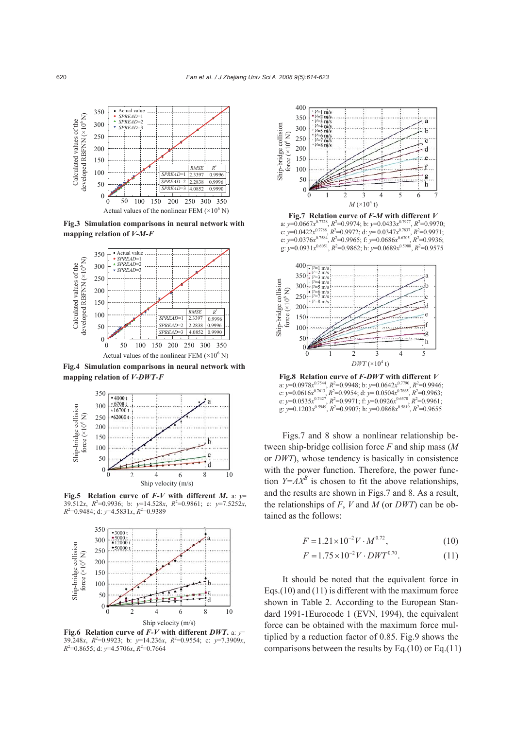350
300
250
200
150
100
50
0

Calculated values of the developed RBFNN ($\times10^6$ N)

▪ Actual value
• SPREAD=1
▴ SPREAD=2
▾ SPREAD=3

| | RMSE | $R^2$ |
|---|---|---|
| SPREAD=1 | 2.3397 | 0.9996 |
| SPREAD=2 | 2.2838 | 0.9996 |
| SPREAD=3 | 4.0852 | 0.9990 |

0 50 100 150 200 250 300 350

Actual values of the nonlinear FEM ($\times10^6$ N)

**Fig.3 Simulation comparisons in neural network with mapping relation of *V-M-F***

350
300
250
200
150
100
50
0

Calculated values of the developed RBFNN ($\times10^6$ N)

▪ Actual value
• SPREAD=1
▴ SPREAD=2
▾ SPREAD=3

| | RMSE | $R^2$ |
|---|---|---|
| SPREAD=1 | 2.3397 | 0.9996 |
| SPREAD=2 | 2.2838 | 0.9996 |
| SPREAD=3 | 4.0852 | 0.9990 |

0 50 100 150 200 250 300 350

Actual values of the nonlinear FEM ($\times10^6$ N)

**Fig.4 Simulation comparisons in neural network with mapping relation of *V-DWT-F***

Ship-bridge collision force ($\times10^6$ N)

• 4000 t
• 6700 t
▴ 16700 t
• 62000 t

a b c d

0 2 4 6 8 10

Ship velocity (m/s)

**Fig.5 Relation curve of *F-V* with different *M*.** a: $y=39.512x$, $R^2$=0.9936; b: $y=14.528x$, $R^2$=0.9861; c: $y=7.5252x$, $R^2$=0.9484; d: $y=4.5831x$, $R^2$=0.9389

Ship-bridge collision force ($\times10^6$ N)

• 3000 t
▪ 5000 t
▴ 12000 t
• 50000 t

a b c d

0 2 4 6 8 10

Ship velocity (m/s)

**Fig.6 Relation curve of *F-V* with different *DWT*.** a: $y=39.248x$, $R^2$=0.9923; b: $y=14.236x$, $R^2$=0.9554; c: $y=7.3909x$, $R^2$=0.8655; d: $y=4.5706x$, $R^2$=0.7664

Ship-bridge collision force ($\times10^6$ N)

$V$=1 m/s
$V$=2 m/s
$V$=3 m/s
$V$=4 m/s
$V$=5 m/s
$V$=6 m/s
$V$=7 m/s
$V$=8 m/s

a b c d e f g h

0 1 2 3 4 5 6 7

$M$ ($\times10^4$ t)

**Fig.7 Relation curve of *F-M* with different *V***
a: $y=0.0667x^{0.7728}$, $R^2$=0.9974; b: $y=0.0433x^{0.7977}$, $R^2$=0.9970; c: $y=0.0422x^{0.7788}$, $R^2$=0.9972; d: $y=0.0347x^{0.7837}$, $R^2$=0.9971; e: $y=0.0376x^{0.7584}$, $R^2$=0.9965; f: $y=0.0686x^{0.6705}$, $R^2$=0.9936; g: $y=0.0931x^{0.6051}$, $R^2$=0.9862; h: $y=0.0689x^{0.5908}$, $R^2$=0.9575

Ship-bridge collision force ($\times10^6$ N)

$V$=1 m/s
$V$=2 m/s
$V$=3 m/s
$V$=4 m/s
$V$=5 m/s
$V$=6 m/s
$V$=7 m/s
$V$=8 m/s

a b c d e f g h

0 1 2 3 4 5

$DWT$ ($\times10^4$ t)

**Fig.8 Relation curve of *F-DWT* with different *V***
a: $y=0.0978x^{0.7544}$, $R^2$=0.9948; b: $y=0.0642x^{0.7790}$, $R^2$=0.9946; c: $y=0.0616x^{0.7613}$, $R^2$=0.9954; d: $y=0.0504x^{0.7665}$, $R^2$=0.9963; e: $y=0.0535x^{0.7427}$, $R^2$=0.9971; f: $y=0.0926x^{0.6578}$, $R^2$=0.9961; g: $y=0.1203x^{0.5949}$, $R^2$=0.9907; h: $y=0.0868x^{0.5819}$, $R^2$=0.9655

Figs.7 and 8 show a nonlinear relationship between ship-bridge collision force $F$ and ship mass ($M$ or $DWT$), whose tendency is basically in consistence with the power function. Therefore, the power function $Y=AX^B$ is chosen to fit the above relationships, and the results are shown in Figs.7 and 8. As a result, the relationships of $F$, $V$ and $M$ (or $DWT$) can be obtained as the follows:

$$F = 1.21\times10^{-2} V \cdot M^{0.72}, \tag{10}$$

$$F = 1.75\times10^{-2} V \cdot DWT^{0.70}. \tag{11}$$

It should be noted that the equivalent force in Eqs.(10) and (11) is different with the maximum force shown in Table 2. According to the European Standard 1991-1Eurocode 1 (EVN, 1994), the equivalent force can be obtained with the maximum force multiplied by a reduction factor of 0.85. Fig.9 shows the comparisons between the results by Eq.(10) or Eq.(11)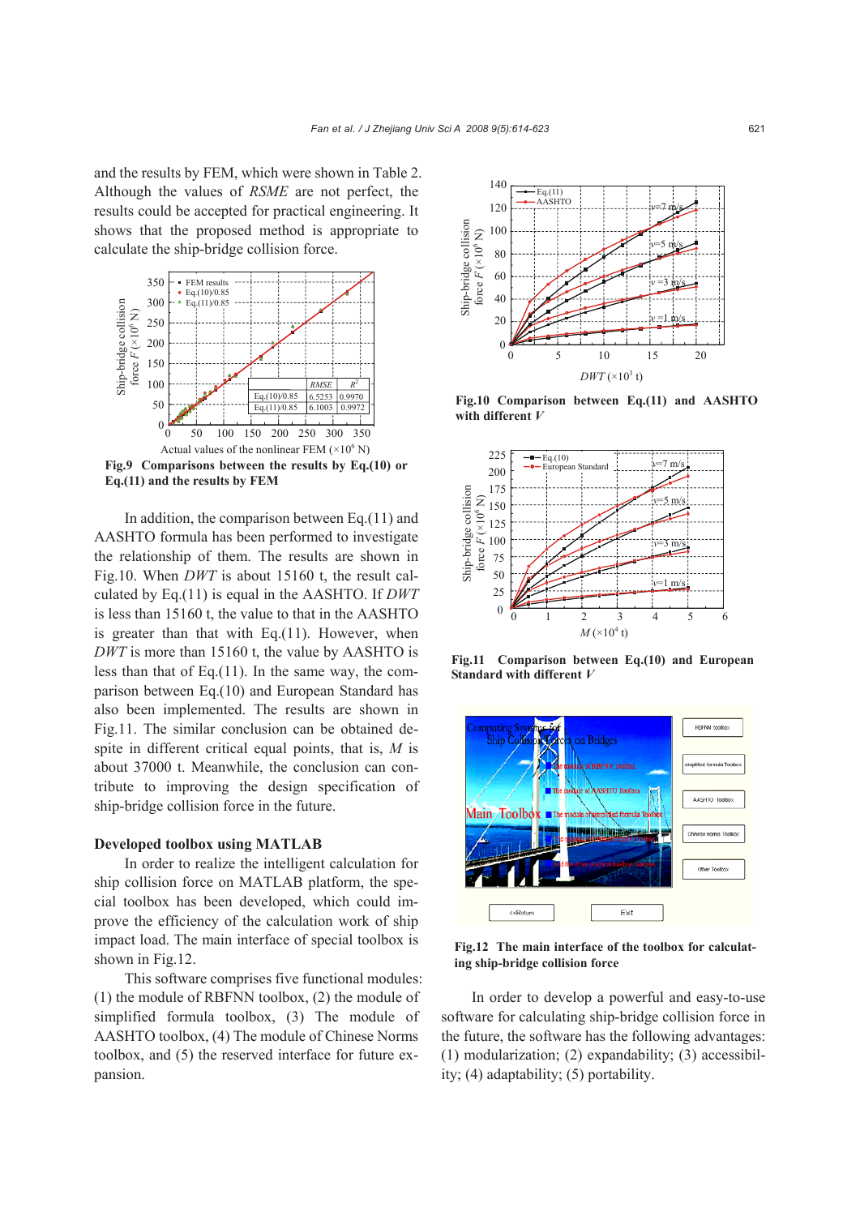and the results by FEM, which were shown in Table 2. Although the values of *RSME* are not perfect, the results could be accepted for practical engineering. It shows that the proposed method is appropriate to calculate the ship-bridge collision force.

Ship-bridge collision force $F$ ($\times 10^6$ N)

350
300
250
200
150
100
50
0

0 50 100 150 200 250 300 350

Actual values of the nonlinear FEM ($\times 10^6$ N)

FEM results
Eq.(10)/0.85
Eq.(11)/0.85

| | RMSE | $R^2$ |
|---|---|---|
| Eq.(10)/0.85 | 6.5253 | 0.9970 |
| Eq.(11)/0.85 | 6.1003 | 0.9972 |

**Fig.9 Comparisons between the results by Eq.(10) or Eq.(11) and the results by FEM**

In addition, the comparison between Eq.(11) and AASHTO formula has been performed to investigate the relationship of them. The results are shown in Fig.10. When *DWT* is about 15160 t, the result calculated by Eq.(11) is equal in the AASHTO. If *DWT* is less than 15160 t, the value to that in the AASHTO is greater than that with Eq.(11). However, when *DWT* is more than 15160 t, the value by AASHTO is less than that of Eq.(11). In the same way, the comparison between Eq.(10) and European Standard has also been implemented. The results are shown in Fig.11. The similar conclusion can be obtained despite in different critical equal points, that is, $M$ is about 37000 t. Meanwhile, the conclusion can contribute to improving the design specification of ship-bridge collision force in the future.

Ship-bridge collision force $F$ ($\times 10^6$ N)

140
120
100
80
60
40
20
0

0 5 10 15 20

*DWT* ($\times 10^3$ t)

Eq.(11)
AASHTO

$v$=7 m/s
$v$=5 m/s
$v$=3 m/s
$v$=1 m/s

**Fig.10 Comparison between Eq.(11) and AASHTO with different $V$**

Ship-bridge collision force $F$ ($\times 10^6$ N)

225
200
175
150
125
100
75
50
25
0

0 1 2 3 4 5 6

$M$ ($\times 10^4$ t)

Eq.(10)
European Standard

$v$=7 m/s
$v$=5 m/s
$v$=3 m/s
$v$=1 m/s

**Fig.11 Comparison between Eq.(10) and European Standard with different $V$**

Computing Systems for Ship Collision Forces on Bridges

Main Toolbox

The module of RBFNN Toolbox
The module of AASHTO Toolbox
The module of simplified formula Toolbox

RBFNN toolbox
simplified formula Toolbox
AASHTO Toolbox
Chinese norms Toolbox
Other Toolbox

<<Return
Exit

**Fig.12 The main interface of the toolbox for calculating ship-bridge collision force**

### Developed toolbox using MATLAB

In order to realize the intelligent calculation for ship collision force on MATLAB platform, the special toolbox has been developed, which could improve the efficiency of the calculation work of ship impact load. The main interface of special toolbox is shown in Fig.12.

This software comprises five functional modules: (1) the module of RBFNN toolbox, (2) the module of simplified formula toolbox, (3) The module of AASHTO toolbox, (4) The module of Chinese Norms toolbox, and (5) the reserved interface for future expansion.

In order to develop a powerful and easy-to-use software for calculating ship-bridge collision force in the future, the software has the following advantages: (1) modularization; (2) expandability; (3) accessibility; (4) adaptability; (5) portability.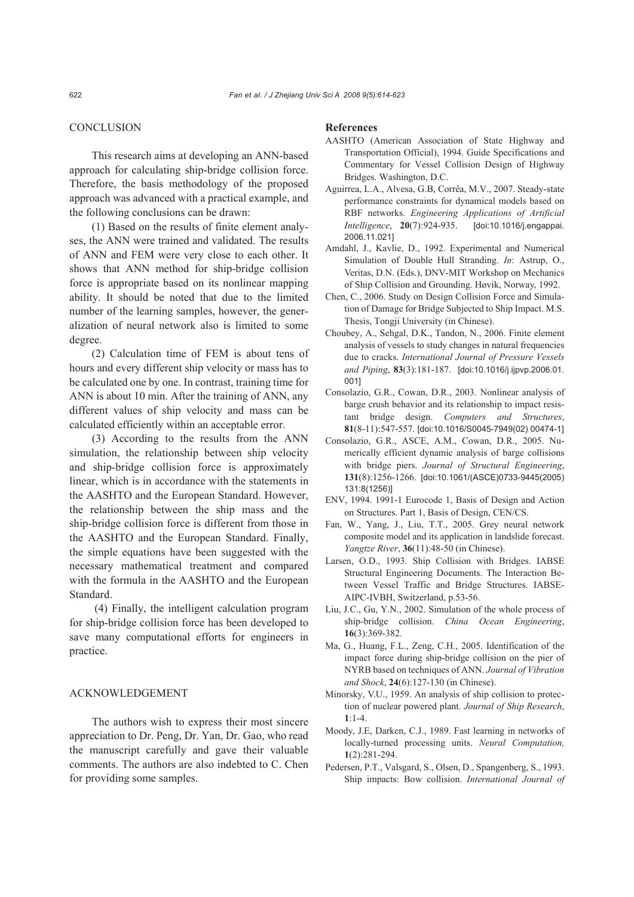## CONCLUSION

This research aims at developing an ANN-based approach for calculating ship-bridge collision force. Therefore, the basis methodology of the proposed approach was advanced with a practical example, and the following conclusions can be drawn:

(1) Based on the results of finite element analyses, the ANN were trained and validated. The results of ANN and FEM were very close to each other. It shows that ANN method for ship-bridge collision force is appropriate based on its nonlinear mapping ability. It should be noted that due to the limited number of the learning samples, however, the generalization of neural network also is limited to some degree.

(2) Calculation time of FEM is about tens of hours and every different ship velocity or mass has to be calculated one by one. In contrast, training time for ANN is about 10 min. After the training of ANN, any different values of ship velocity and mass can be calculated efficiently within an acceptable error.

(3) According to the results from the ANN simulation, the relationship between ship velocity and ship-bridge collision force is approximately linear, which is in accordance with the statements in the AASHTO and the European Standard. However, the relationship between the ship mass and the ship-bridge collision force is different from those in the AASHTO and the European Standard. Finally, the simple equations have been suggested with the necessary mathematical treatment and compared with the formula in the AASHTO and the European Standard.

(4) Finally, the intelligent calculation program for ship-bridge collision force has been developed to save many computational efforts for engineers in practice.

## ACKNOWLEDGEMENT

The authors wish to express their most sincere appreciation to Dr. Peng, Dr. Yan, Dr. Gao, who read the manuscript carefully and gave their valuable comments. The authors are also indebted to C. Chen for providing some samples.

## References

AASHTO (American Association of State Highway and Transportation Official), 1994. Guide Specifications and Commentary for Vessel Collision Design of Highway Bridges. Washington, D.C.

Aguirrea, L.A., Alvesa, G.B, Corrêa, M.V., 2007. Steady-state performance constraints for dynamical models based on RBF networks. *Engineering Applications of Artificial Intelligence*, **20**(7):924-935. [doi:10.1016/j.engappai.2006.11.021]

Amdahl, J., Kavlie, D., 1992. Experimental and Numerical Simulation of Double Hull Stranding. *In*: Astrup, O., Veritas, D.N. (Eds.), DNV-MIT Workshop on Mechanics of Ship Collision and Grounding. Høvik, Norway, 1992.

Chen, C., 2006. Study on Design Collision Force and Simulation of Damage for Bridge Subjected to Ship Impact. M.S. Thesis, Tongji University (in Chinese).

Choubey, A., Sehgal, D.K., Tandon, N., 2006. Finite element analysis of vessels to study changes in natural frequencies due to cracks. *International Journal of Pressure Vessels and Piping*, **83**(3):181-187. [doi:10.1016/j.ijpvp.2006.01.001]

Consolazio, G.R., Cowan, D.R., 2003. Nonlinear analysis of barge crush behavior and its relationship to impact resistant bridge design. *Computers and Structures*, **81**(8-11):547-557. [doi:10.1016/S0045-7949(02) 00474-1]

Consolazio, G.R., ASCE, A.M., Cowan, D.R., 2005. Numerically efficient dynamic analysis of barge collisions with bridge piers. *Journal of Structural Engineering*, **131**(8):1256-1266. [doi:10.1061/(ASCE)0733-9445(2005) 131:8(1256)]

ENV, 1994. 1991-1 Eurocode 1, Basis of Design and Action on Structures. Part 1, Basis of Design, CEN/CS.

Fan, W., Yang, J., Liu, T.T., 2005. Grey neural network composite model and its application in landslide forecast. *Yangtze River*, **36**(11):48-50 (in Chinese).

Larsen, O.D., 1993. Ship Collision with Bridges. IABSE Structural Engineering Documents. The Interaction Between Vessel Traffic and Bridge Structures. IABSE-AIPC-IVBH, Switzerland, p.53-56.

Liu, J.C., Gu, Y.N., 2002. Simulation of the whole process of ship-bridge collision. *China Ocean Engineering*, **16**(3):369-382.

Ma, G., Huang, F.L., Zeng, C.H., 2005. Identification of the impact force during ship-bridge collision on the pier of NYRB based on techniques of ANN. *Journal of Vibration and Shock*, **24**(6):127-130 (in Chinese).

Minorsky, V.U., 1959. An analysis of ship collision to protection of nuclear powered plant. *Journal of Ship Research*, **1**:1-4.

Moody, J.E, Darken, C.J., 1989. Fast learning in networks of locally-turned processing units. *Neural Computation,* **1**(2):281-294.

Pedersen, P.T., Valsgard, S., Olsen, D., Spangenberg, S., 1993. Ship impacts: Bow collision. *International Journal of*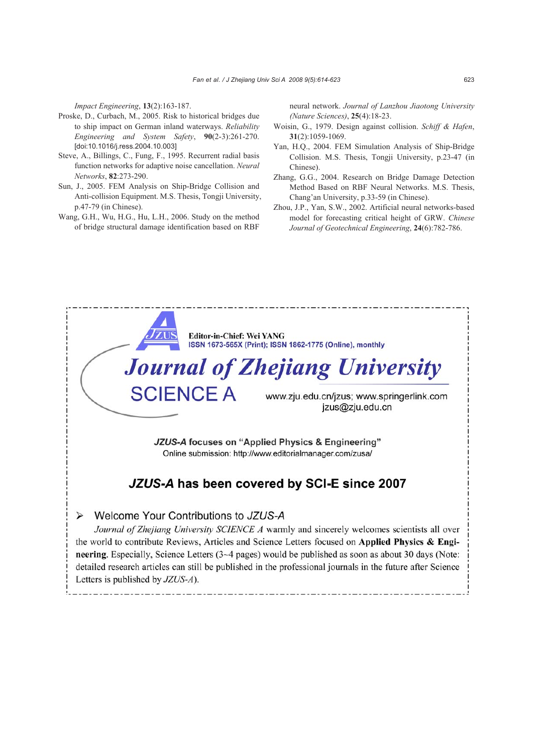*Impact Engineering*, **13**(2):163-187.

Proske, D., Curbach, M., 2005. Risk to historical bridges due to ship impact on German inland waterways. *Reliability Engineering and System Safety*, **90**(2-3):261-270. [doi:10.1016/j.ress.2004.10.003]

Steve, A., Billings, C., Fung, F., 1995. Recurrent radial basis function networks for adaptive noise cancellation. *Neural Networks*, **82**:273-290.

Sun, J., 2005. FEM Analysis on Ship-Bridge Collision and Anti-collision Equipment. M.S. Thesis, Tongji University, p.47-79 (in Chinese).

Wang, G.H., Wu, H.G., Hu, L.H., 2006. Study on the method of bridge structural damage identification based on RBF neural network. *Journal of Lanzhou Jiaotong University (Nature Sciences)*, **25**(4):18-23.

Woisin, G., 1979. Design against collision. *Schiff & Hafen*, **31**(2):1059-1069.

Yan, H.Q., 2004. FEM Simulation Analysis of Ship-Bridge Collision. M.S. Thesis, Tongji University, p.23-47 (in Chinese).

Zhang, G.G., 2004. Research on Bridge Damage Detection Method Based on RBF Neural Networks. M.S. Thesis, Chang'an University, p.33-59 (in Chinese).

Zhou, J.P., Yan, S.W., 2002. Artificial neural networks-based model for forecasting critical height of GRW. *Chinese Journal of Geotechnical Engineering*, **24**(6):782-786.

---

JZUS

**Editor-in-Chief: Wei YANG**
**ISSN 1673-565X (Print); ISSN 1862-1775 (Online), monthly**

# *Journal of Zhejiang University*

## SCIENCE A

www.zju.edu.cn/jzus; www.springerlink.com
jzus@zju.edu.cn

***JZUS-A*** **focuses on "Applied Physics & Engineering"**
Online submission: http://www.editorialmanager.com/zusa/

### *JZUS-A* has been covered by SCI-E since 2007

➢ Welcome Your Contributions to *JZUS-A*

*Journal of Zhejiang University SCIENCE A* warmly and sincerely welcomes scientists all over the world to contribute Reviews, Articles and Science Letters focused on **Applied Physics & Engineering.** Especially, Science Letters (3~4 pages) would be published as soon as about 30 days (Note: detailed research articles can still be published in the professional journals in the future after Science Letters is published by *JZUS-A*).